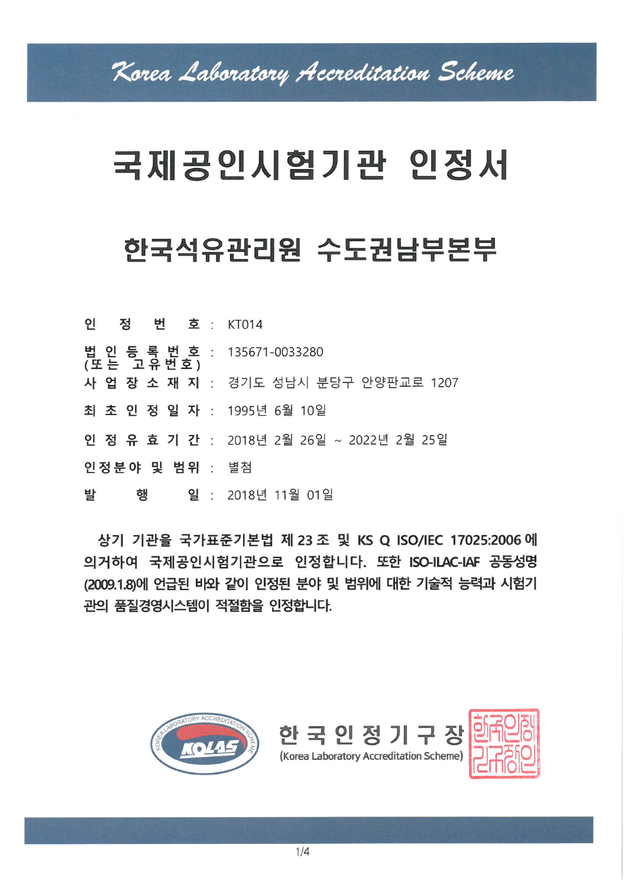Korea Laboratory Accreditation Scheme

# 국제공인시험기관 인정서

## 한국석유관리원 수도권남부본부

인 정 번 호 : KT014

법 인 등 록 번 호 (또는 고유번호) : 135671-0033280

사 업 장 소 재 지 : 경기도 성남시 분당구 안양판교로 1207

최 초 인 정 일 자 : 1995년 6월 10일

인 정 유 효 기 간 : 2018년 2월 26일 ~ 2022년 2월 25일

인정분야 및 범위 : 별첨

발 행 일 : 2018년 11월 01일

**상기 기관을 국가표준기본법 제 23 조 및 KS Q ISO/IEC 17025:2006 에 의거하여 국제공인시험기관으로 인정합니다. 또한 ISO-ILAC-IAF 공동성명(2009.1.8)에 언급된 바와 같이 인정된 분야 및 범위에 대한 기술적 능력과 시험기관의 품질경영시스템이 적절함을 인정합니다.**

KOREA LABORATORY ACCREDITATION SCHEME KOLAS

한 국 인 정 기 구 장 (Korea Laboratory Accreditation Scheme) 한국인정기구장인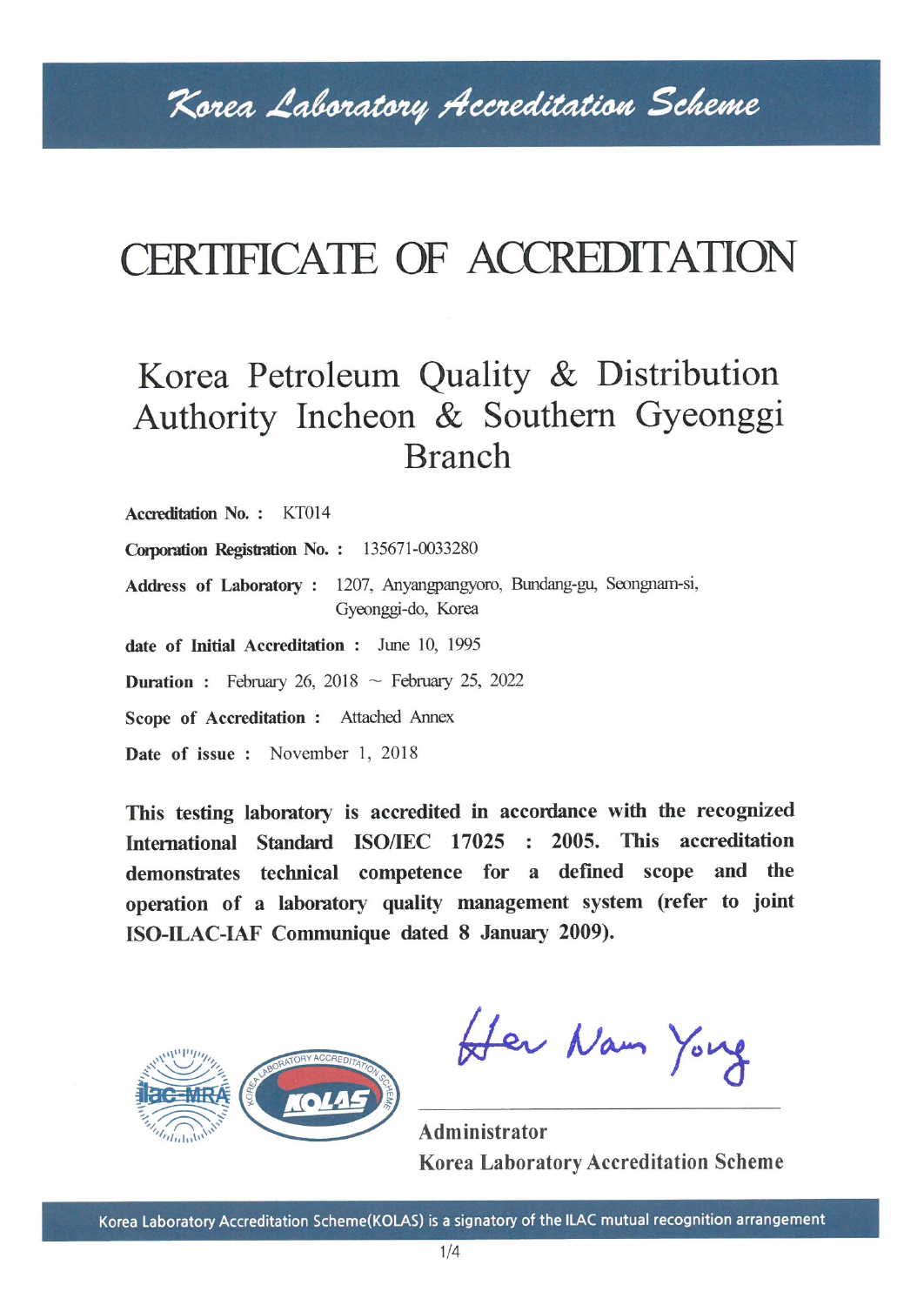# Korea Laboratory Accreditation Scheme

# CERTIFICATE OF ACCREDITATION

## Korea Petroleum Quality & Distribution Authority Incheon & Southern Gyeonggi Branch

**Accreditation No. :** KT014

**Corporation Registration No. :** 135671-0033280

**Address of Laboratory :** 1207, Anyangpangyoro, Bundang-gu, Seongnam-si, Gyeonggi-do, Korea

**date of Initial Accreditation :** June 10, 1995

**Duration :** February 26, 2018 ~ February 25, 2022

**Scope of Accreditation :** Attached Annex

**Date of issue :** November 1, 2018

**This testing laboratory is accredited in accordance with the recognized International Standard ISO/IEC 17025 : 2005. This accreditation demonstrates technical competence for a defined scope and the operation of a laboratory quality management system (refer to joint ISO-ILAC-IAF Communique dated 8 January 2009).**

Heo Nam Yong

**Administrator**
**Korea Laboratory Accreditation Scheme**

Korea Laboratory Accreditation Scheme(KOLAS) is a signatory of the ILAC mutual recognition arrangement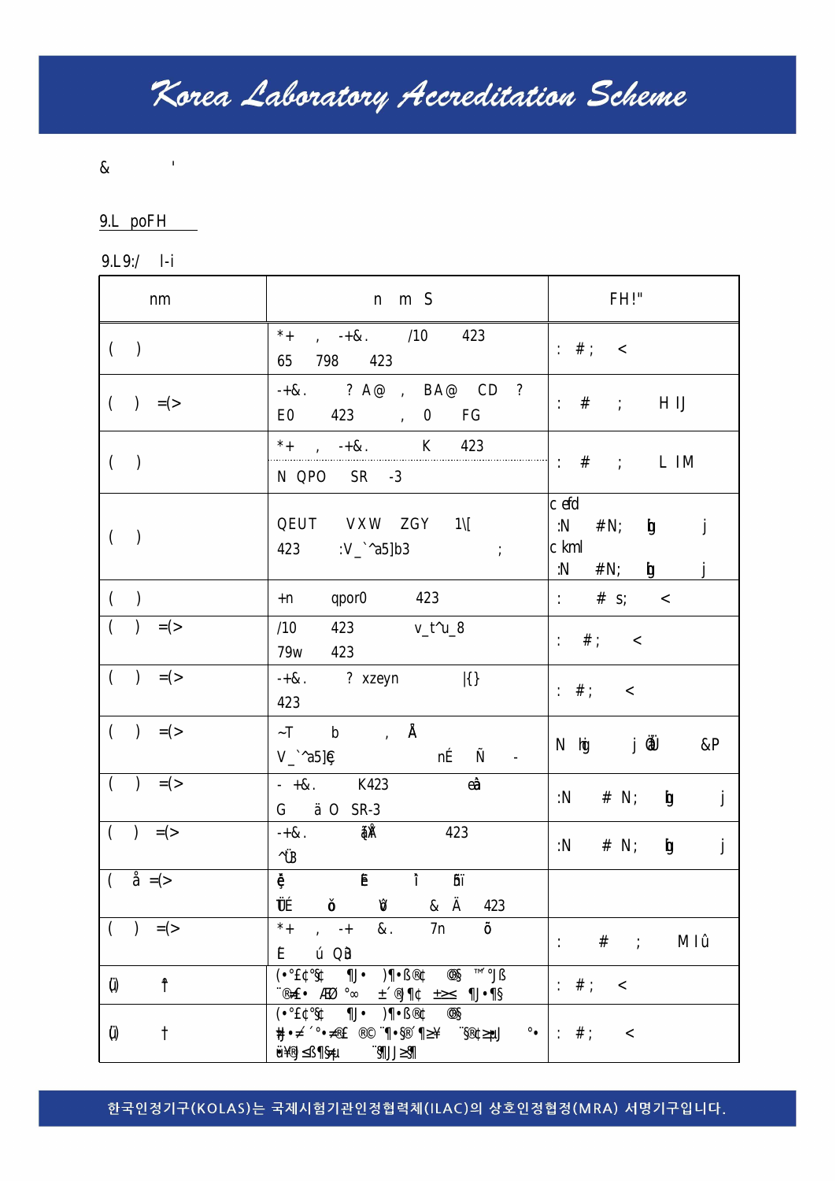&amp; '

9.L poFH

9.L9:/ l-i

| nm | n m S | FH!" |
|---|---|---|
| ( ) | *+ , -+&. /10 423<br>65 798 423 | : #; < |
| ( ) =(> | -+&. ? A@ , BA@ CD ?<br>E0 423 , 0 FG | : # ; H IJ |
| ( ) | *+ , -+&. K 423<br>N QPO SR -3 | : # ; L IM |
| ( ) | QEUT VXW ZGY 1\[<br>423 :V_`^a5]b3 ; | c efd<br>:N #N; g j<br>c kml<br>:N #N; g j |
| ( ) | +n qpor0 423 | : # s; < |
| ( ) =(> | /10 423 v_t^u_8<br>79w 423 | : #; < |
| ( ) =(> | -+&. ? xzeyn \|{}<br>423 | : #; < |
| ( ) =(> | ~T b , Å<br>V_`^a5]€ nÉ Ñ - | N hg j äU &amp;P |
| ( ) =(> | - +&. K423 ëâ<br>G ä O SR-3 | :N # N; g j |
| ( ) =(> | -+&. äÅ 423<br>^Ü | :N # N; g j |
| ( å =(> | ě Ē ĭ ốï<br>ŬÉ ǒ ŭ &amp; Ä 423 | |
| ( ) =(> | *+ , -+ &. 7n õ<br>Ē ú QB | : # ; M Iû |
| (j) † | (•°£¢°§¢ ¶J• )¶•ß®¢ ©§ ™´°J ß<br>¨®≠£• ÆØ °∞ ±´® ¶¢ ±≥≤ ¶J•¶§ | : #; < |
| (j) † | (•°£¢°§¢ ¶J• )¶•ß®¢ ©§<br>#•≠´°•≠®£ ®© ¨¶•§® ¶≥¥ ¨§®¢≥µJ °•<br>ú¥®J ≤ß¶§¥J ¨§¶J ≥§¶ | : #; < |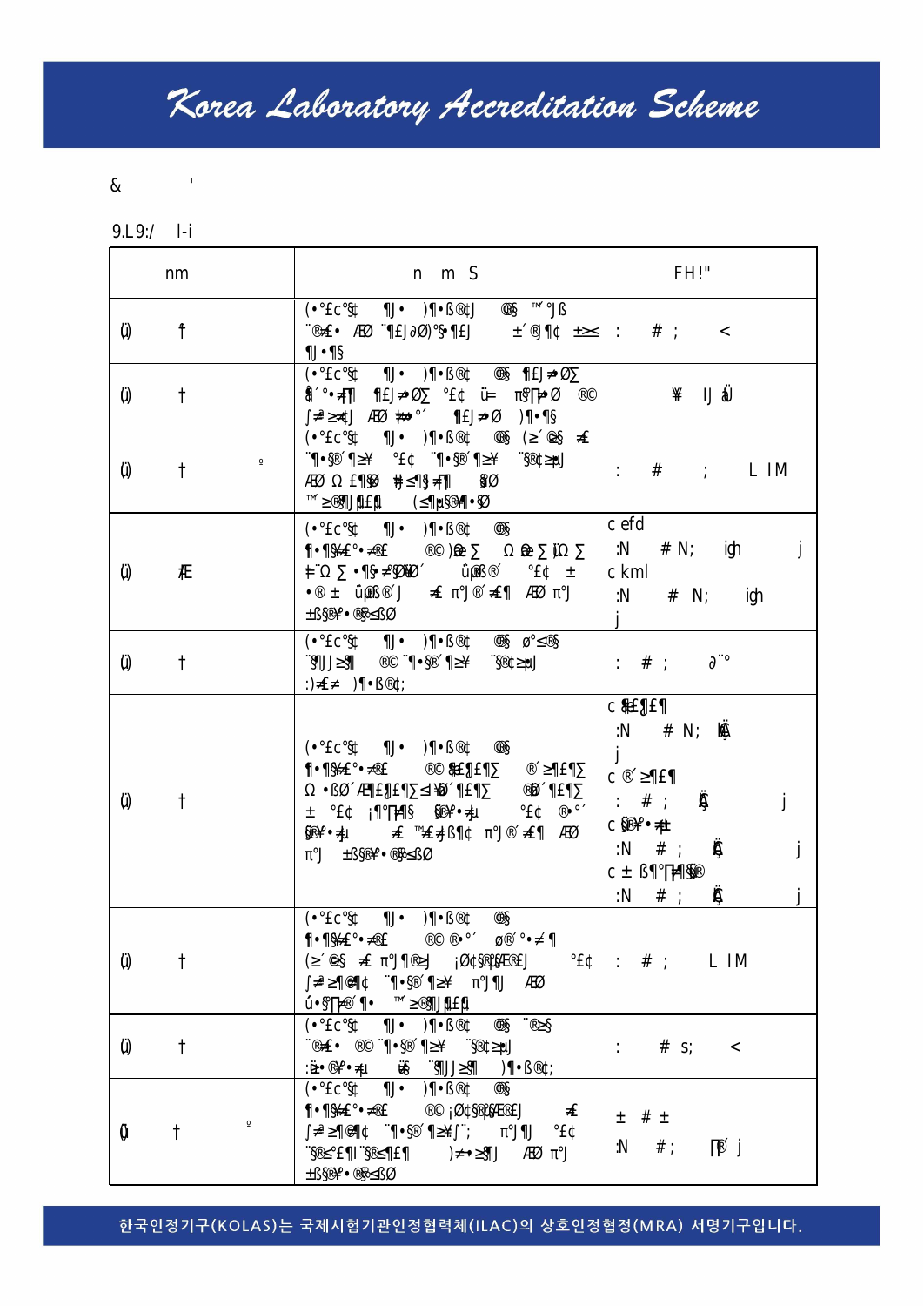&　　　'

9.L9:/　l-i

| nm | n　m　S | FH!" |
|---|---|---|
| (j)　† | (•°£¢°§¢　¶J•　)¶•ß®¢J　©§　™°Jß ¨®≠•　ÆØ　¨¶£J∂Ø)°§•¶£J　±´®¶¢　±≻ ¶J•¶§ | :　#　;　< |
| (j)　† | (•°£¢°§¢　¶J•　)¶•ß®¢　©§　¶£J≠Ø∑ §´°•≠¶　¶£J≠Ø∑　°£¢　ü=　π§∏•Ø　®© ∫≠≥≠¢J　ÆØ　≢≢°´　¶£J≠Ø　)¶•¶§ | ¥　IJ　ǘ |
| (j)　†　º | (•°£¢°§¢　¶J•　)¶•ß®¢　©§　(≥´©§　≠ ¨¶•§®´¶≥¥　°£¢　¨¶•§®´¶≥¥　¨§®¢≥µJ ÆØ　Ω£¶§Ø　‡≤¶§≠¶　§Ø ™≥®¶J¶£¶　(≤¶µ§®¶•§Ø | :　#　;　L IM |
| (j)　Æ | (•°£¢°§¢　¶J•　)¶•ß®¢　©§ ¶•¶§≠£°•≠®£　®©)æ∑　Ω æ∑ijΩ∑ ≠¨Ω∑•¶§•≠§ØÆ´　ûµß®´　°£¢　± •®±　ûµß®´J　≠ π°J®´≠¶　ÆØ π°J ±ß§®¥•®§≤ßØ | c efd<br>:N　# N;　igh　j<br>c kml<br>:N　# N;　igh<br>j |
| (j)　† | (•°£¢°§¢　¶J•　)¶•ß®¢　©§　ø°≤©§ ¨§¶J≥§¶　®©¨¶•§®´¶≥¥　¨§®¢≥µJ :)≠≠　)¶•ß®¢; | :　#　;　∂¨° |
| (j)　† | (•°£¢°§¢　¶J•　)¶•ß®¢　©§ ¶•¶§≠£°•≠®£　®©§£§J£¶∑　®´≥¶£¶∑ Ω•ßØ´Æ¶£§J£¶∑≤¥Ø´¶£¶∑　®Ø´¶£¶∑ ±　°£¢　¡¶°∏¶§　§®¥•≠µ　°£¢　®•°´ §®¥•≠µ　≠　™≠≠ß¶¢　π°J®´≠¶　ÆØ π°J　±ß§®¥•®§≤ßØ | c §£§J£¶<br>:N　# N;　Ą<br>j<br>c ®´≥¶£¶<br>:　#　;　Ą　j<br>c §®¥•≠µ<br>:N　#　;　Ą　j<br>c ± ß¶°∏¶§®<br>:N　#　;　Ą　j |
| (j)　† | (•°£¢°§¢　¶J•　)¶•ß®¢　©§ ¶•¶§≠£°•≠®£　®©®•°´　ø®´°•≠¶ (≥´©§　≠　π°J¶®≥J　¡Ø¢§®¢§®£J　°£¢ ∫≠≥¶©¶¢　¨¶•§®´¶≥¥　π°J¶J　ÆØ ú•§∏≠®´¶•　™≥®¶J¶£¶ | :　#　;　L IM |
| (j)　† | (•°£¢°§¢　¶J•　)¶•ß®¢　©§　¨®≥§ ¨®≠•　®©¨¶•§®´¶≥¥　¨§®¢≥µJ :æ•®¥•≠µ　©§　¨§¶J≥§¶　)¶•ß®¢; | :　# s;　< |
| (j)　†　º | (•°£¢°§¢　¶J•　)¶•ß®¢　©§ ¶•¶§≠£°•≠®£　®©¡Ø¢§®¢§®£J　≠ ∫≠≥¶©¶¢　¨¶•§®´¶≥¥∫¨;　π°J¶J　°£¢ ¨§®≤°£¶¨§®£¶£¶　)≠•≥§¶J　ÆØ π°J ±ß§®¥•®§≤ßØ | ± # ±<br>:N　#;　∏®´ j |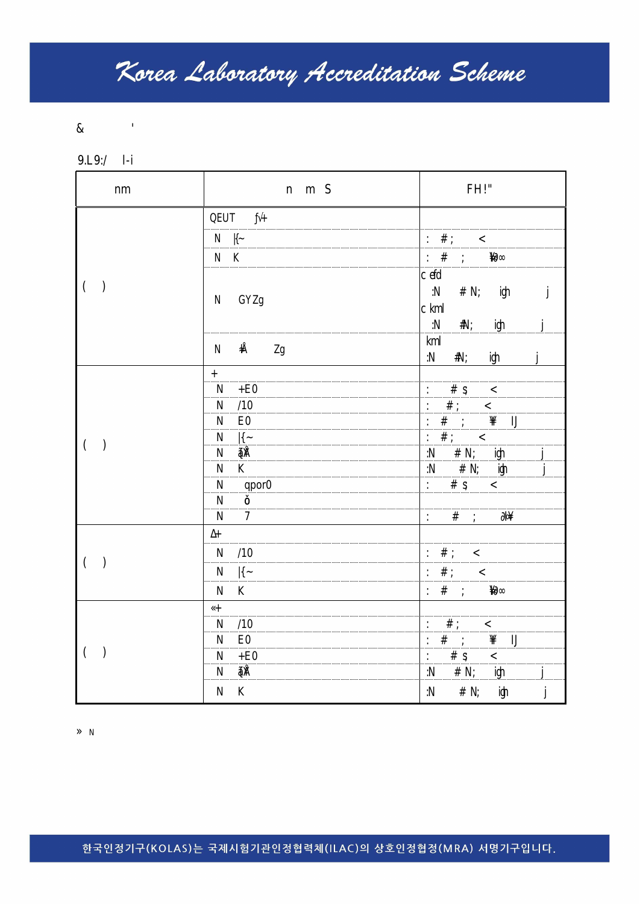&　　　'

9.L9:/　l-i

| nm | n　m　S | FH!" |
|---|---|---|
| (　) | QEUT　ƒ√+ | |
| | N　|{~ | :　#;　　< |
| | N　K | :　#　;　　¥∂∞ |
| | N　GYZg | c efd :N　#N;　igh　　j c kml :N　#N;　igh　　j |
| | N　#Å　　Zg | kml :N　#N;　igh　　j |
| (　) | + | |
| | N　+E0 | :　#ş　　< |
| | N　/10 | :　#;　　< |
| | N　E0 | :　#　;　　¥　IJ |
| | N　|{~ | :　#;　　< |
| | N　ãÅ | :N　#N;　igh　　j |
| | N　K | :N　#N;　igh　　j |
| | N　qpor0 | :　#ş　　< |
| | N　ǒ | |
| | N　7 | :　#　;　　∂¥ |
| (　) | ∆+ | |
| | N　/10 | :　#;　　< |
| | N　|{~ | :　#;　　< |
| | N　K | :　#　;　　¥∂∞ |
| (　) | «+ | |
| | N　/10 | :　#;　　< |
| | N　E0 | :　#　;　　¥　IJ |
| | N　+E0 | :　#ş　　< |
| | N　ãÅ | :N　#N;　igh　　j |
| | N　K | :N　#N;　igh　　j |

» N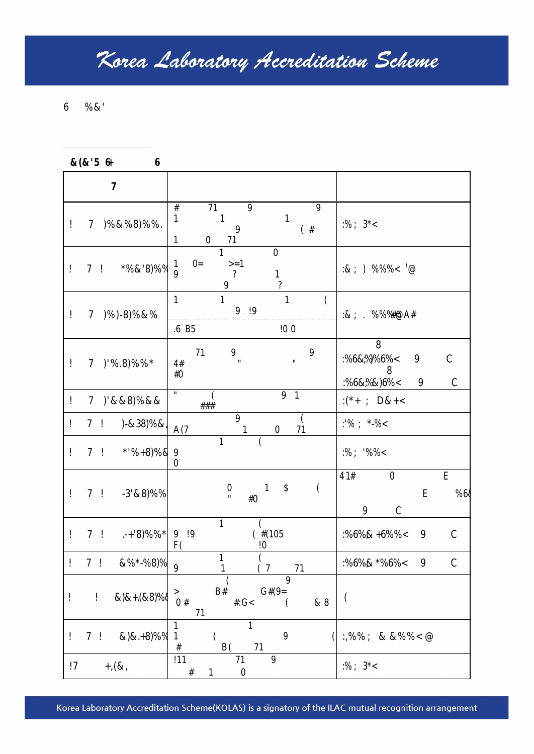6 %&'

&(&'5 6+ 6

| 7 | | |
|---|---|---|
| ! 7 )%&%8)%%. | # 71 9 9 1 1 1 9 ( # 1 0 71 | :%; 3*< |
| ! 7 ! *%&'8)%% | 1 0 1 0= >=1 9 ? 1 9 ? | :&; ) %%%< )@ |
| ! 7 )%)-8)%&% | 1 1 1 ( 9 !9 .6 B5 !0 0 | :&; . %%%#@A# |
| ! 7 )'%.8)%%* | 71 9 9 4# " " #0 | 8 :%6&;%)%6%< 9 C 8 :%6&;%&)6%< 9 C |
| ! 7 )'&&8)%&& | " ( 9 1 ### | :(*+; D&+< |
| ! 7 ! )-&38)%&, | 9 ( A(7 1 0 71 | :'%; *-%< |
| ! 7 ! *'%+8)%& | 1 ( 9 0 | :%; '%%< |
| ! 7 ! -3'&8)%% | 0 1 $ ( " #0 | 41# 0 E E %6& 9 C |
| ! 7 ! .-+'8)%%* | 1 ( 9 !9 ( #(105 F( !0 | :%6%& +6%%< 9 C |
| ! 7 ! &%*-%8)% | 1 ( 9 1 ( 7 71 | :%6%& *%6%< 9 C |
| ! ! &)&+,(&8)%& | ( 9 > B# G#(9= 0 # #.G< ( & 8 71 | ( |
| ! 7 ! &)&.+8)%% | 1 1 1 ( 9 ( # B( 71 | :,%%; & &%%<@ |
| !7 +,(&, | !11 71 9 # 1 0 | :%; 3*< |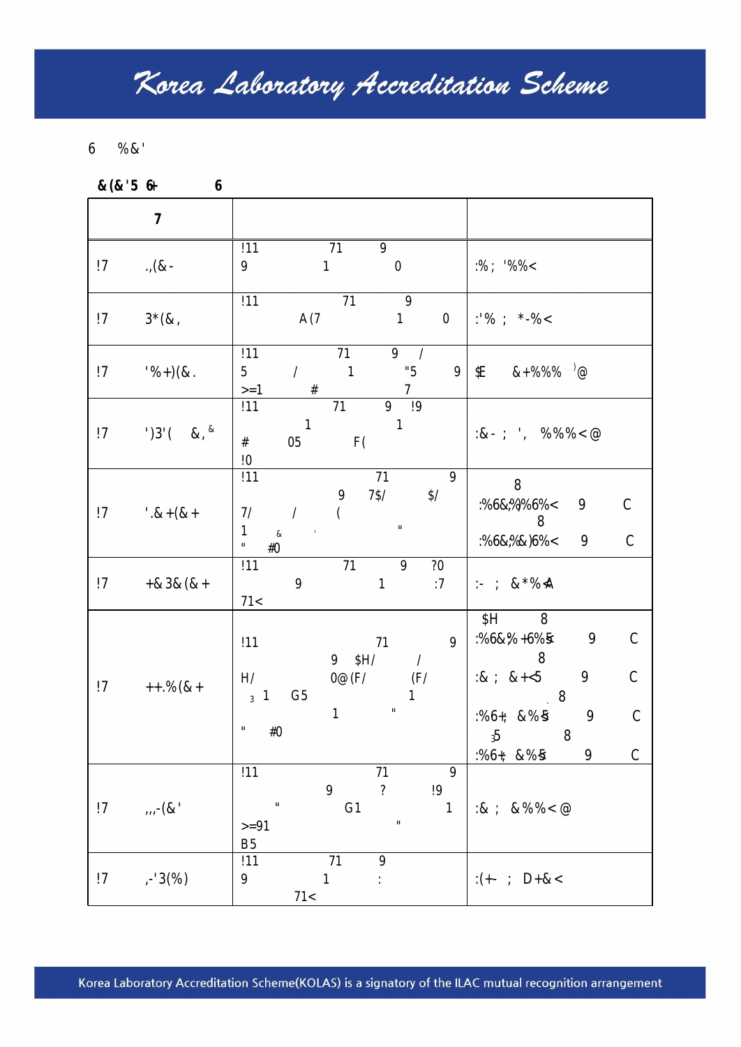6 %&'

**&(&'5 6+ 6**

| 7 | | |
|---|---|---|
| !7 .,(&- | !11 71 9 9 1 0 | :%; '%%< |
| !7 3*(&, | !11 71 9 A(7 1 0 | :'%; *-%< |
| !7 '%+)(&. | !11 71 9 / 5 / 1 "5 9 >=1 # 7 | $E &+%%% )@ |
| !7 ')3'( &, & | !11 71 9 !9 1 1 # 05 F( !0 | :&-; ', %%%<@ |
| !7 '.&+(&+ | !11 71 9 9 7$/ $/ 7/ / ( 1 & ' " " #0 | 8 :%6&%)%6%< 9 C 8 :%6&%&)6%< 9 C |
| !7 +&3&(&+ | !11 71 9 ?0 9 1 :7 71< | :- ; &*%<A |
| !7 ++.%(&+ | !11 71 9 9 $H/ / H/ 0@(F/ (F/ 3 1 G5 1 1 " " #0 | $H 8 :%6&% +6%5< 9 C 8 :&; &+<5 9 C 8 :%6+; &%5 9 C 35 8 :%6+; &%5 9 C |
| !7 ,,,-(&' | !11 71 9 9 ? !9 " G1 1 >=91 " B5 | :&; &%%<@ |
| !7 ,-'3(%) | !11 71 9 9 1 : 71< | :(+-; D+&< |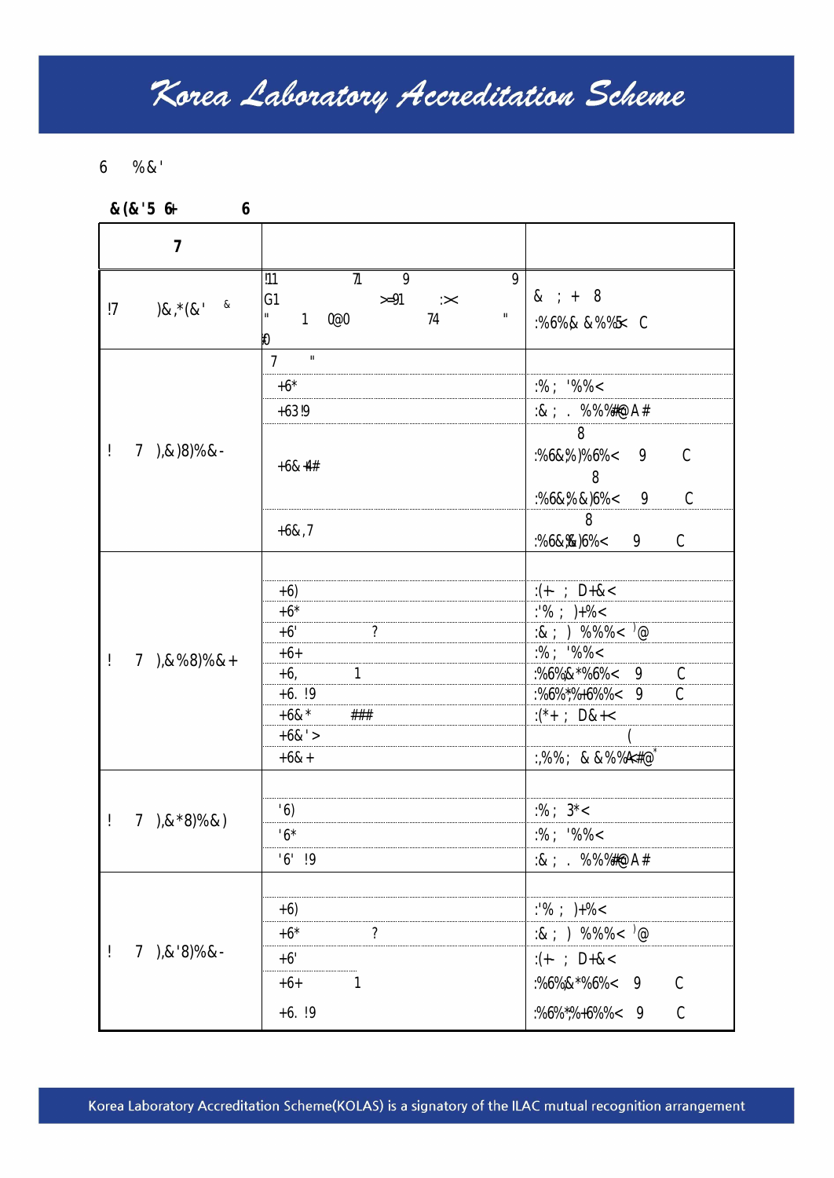6 %&'

**&(&'5 6+ 6**

| 7 | | |
|---|---|---|
| !7 )&,*(&' & | !11 71 9 9 G1 >=91 :× " 1 0@0 74 " #0 | & ; + 8 :%6%& &%%5< C |
| ! 7 ),&)8)%&- | 7 " | |
| | +6* | :%; '%%< |
| | +63 !9 | :&; . %%%#@A# |
| | +6&+4# | 8 :%6&%)%6%< 9 C 8 :%6&%&)6%< 9 C |
| | +6&,7 | 8 :%6&%&)6%< 9 C |
| ! 7 ),&%8)%&+ | | |
| | +6) | :(+ ; D+&< |
| | +6* | :'% ; )+%< |
| | +6' ? | :&; ) %%%< )@ |
| | +6+ | :%; '%%< |
| | +6, 1 | :%6%&*%6%< 9 C |
| | +6. !9 | :%6%*%+6%%< 9 C |
| | +6&* ### | :(*+ ; D&+< |
| | +6&'> | ( |
| | +6&+ | :,%%; & &%%A<#@* |
| ! 7 ),&*8)%&) | | |
| | '6) | :%; 3*< |
| | '6* | :%; '%%< |
| | '6' !9 | :&; . %%%#@A# |
| ! 7 ),&'8)%&- | | |
| | +6) | :'% ; )+%< |
| | +6* ? | :&; ) %%%< )@ |
| | +6' | :(+ ; D+&< |
| | +6+ 1 | :%6%&*%6%< 9 C |
| | +6. !9 | :%6%*%+6%%< 9 C |